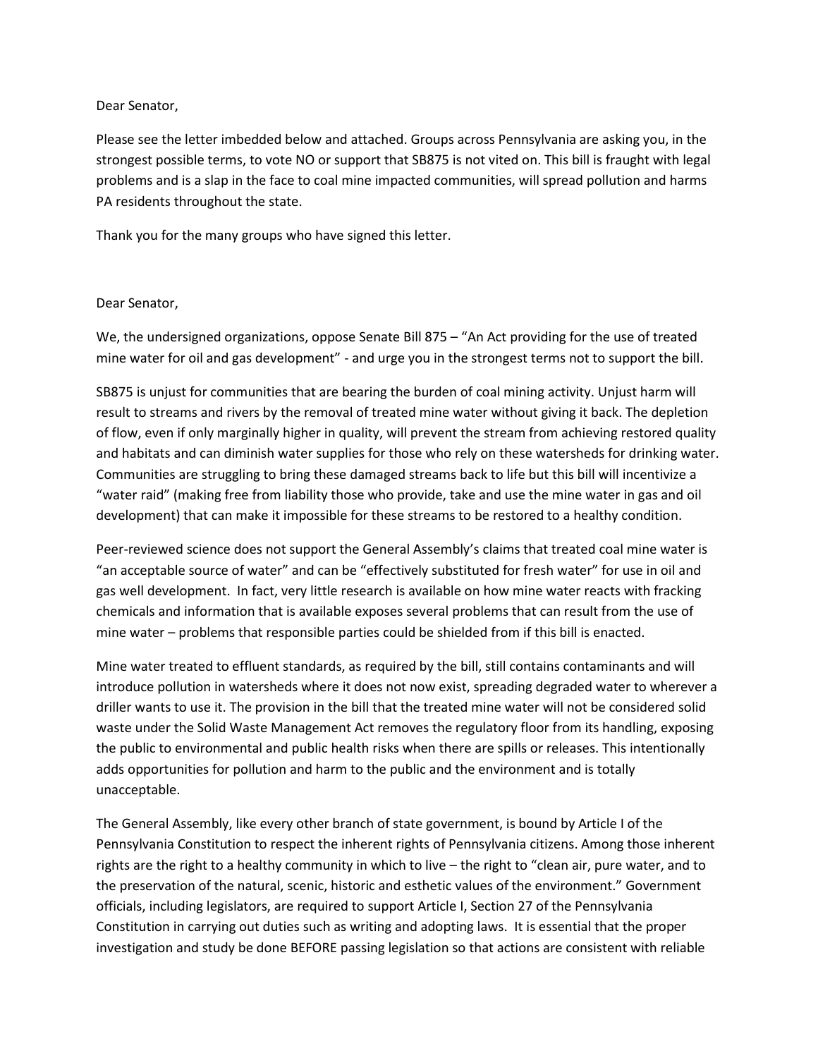Dear Senator,

Please see the letter imbedded below and attached. Groups across Pennsylvania are asking you, in the strongest possible terms, to vote NO or support that SB875 is not vited on. This bill is fraught with legal problems and is a slap in the face to coal mine impacted communities, will spread pollution and harms PA residents throughout the state.

Thank you for the many groups who have signed this letter.

Dear Senator,

We, the undersigned organizations, oppose Senate Bill 875 – "An Act providing for the use of treated mine water for oil and gas development" - and urge you in the strongest terms not to support the bill.

SB875 is unjust for communities that are bearing the burden of coal mining activity. Unjust harm will result to streams and rivers by the removal of treated mine water without giving it back. The depletion of flow, even if only marginally higher in quality, will prevent the stream from achieving restored quality and habitats and can diminish water supplies for those who rely on these watersheds for drinking water. Communities are struggling to bring these damaged streams back to life but this bill will incentivize a "water raid" (making free from liability those who provide, take and use the mine water in gas and oil development) that can make it impossible for these streams to be restored to a healthy condition.

Peer-reviewed science does not support the General Assembly's claims that treated coal mine water is "an acceptable source of water" and can be "effectively substituted for fresh water" for use in oil and gas well development. In fact, very little research is available on how mine water reacts with fracking chemicals and information that is available exposes several problems that can result from the use of mine water – problems that responsible parties could be shielded from if this bill is enacted.

Mine water treated to effluent standards, as required by the bill, still contains contaminants and will introduce pollution in watersheds where it does not now exist, spreading degraded water to wherever a driller wants to use it. The provision in the bill that the treated mine water will not be considered solid waste under the Solid Waste Management Act removes the regulatory floor from its handling, exposing the public to environmental and public health risks when there are spills or releases. This intentionally adds opportunities for pollution and harm to the public and the environment and is totally unacceptable.

The General Assembly, like every other branch of state government, is bound by Article I of the Pennsylvania Constitution to respect the inherent rights of Pennsylvania citizens. Among those inherent rights are the right to a healthy community in which to live – the right to "clean air, pure water, and to the preservation of the natural, scenic, historic and esthetic values of the environment." Government officials, including legislators, are required to support Article I, Section 27 of the Pennsylvania Constitution in carrying out duties such as writing and adopting laws. It is essential that the proper investigation and study be done BEFORE passing legislation so that actions are consistent with reliable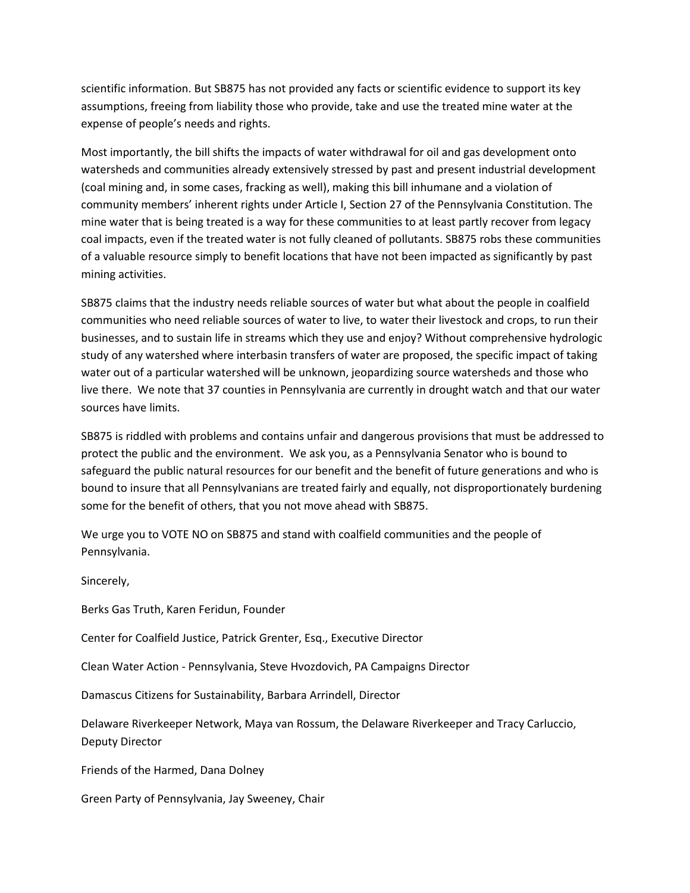scientific information. But SB875 has not provided any facts or scientific evidence to support its key assumptions, freeing from liability those who provide, take and use the treated mine water at the expense of people's needs and rights.

Most importantly, the bill shifts the impacts of water withdrawal for oil and gas development onto watersheds and communities already extensively stressed by past and present industrial development (coal mining and, in some cases, fracking as well), making this bill inhumane and a violation of community members' inherent rights under Article I, Section 27 of the Pennsylvania Constitution. The mine water that is being treated is a way for these communities to at least partly recover from legacy coal impacts, even if the treated water is not fully cleaned of pollutants. SB875 robs these communities of a valuable resource simply to benefit locations that have not been impacted as significantly by past mining activities.

SB875 claims that the industry needs reliable sources of water but what about the people in coalfield communities who need reliable sources of water to live, to water their livestock and crops, to run their businesses, and to sustain life in streams which they use and enjoy? Without comprehensive hydrologic study of any watershed where interbasin transfers of water are proposed, the specific impact of taking water out of a particular watershed will be unknown, jeopardizing source watersheds and those who live there. We note that 37 counties in Pennsylvania are currently in drought watch and that our water sources have limits.

SB875 is riddled with problems and contains unfair and dangerous provisions that must be addressed to protect the public and the environment. We ask you, as a Pennsylvania Senator who is bound to safeguard the public natural resources for our benefit and the benefit of future generations and who is bound to insure that all Pennsylvanians are treated fairly and equally, not disproportionately burdening some for the benefit of others, that you not move ahead with SB875.

We urge you to VOTE NO on SB875 and stand with coalfield communities and the people of Pennsylvania.

Sincerely,

Berks Gas Truth, Karen Feridun, Founder

Center for Coalfield Justice, Patrick Grenter, Esq., Executive Director

Clean Water Action - Pennsylvania, Steve Hvozdovich, PA Campaigns Director

Damascus Citizens for Sustainability, Barbara Arrindell, Director

Delaware Riverkeeper Network, Maya van Rossum, the Delaware Riverkeeper and Tracy Carluccio, Deputy Director

Friends of the Harmed, Dana Dolney

Green Party of Pennsylvania, Jay Sweeney, Chair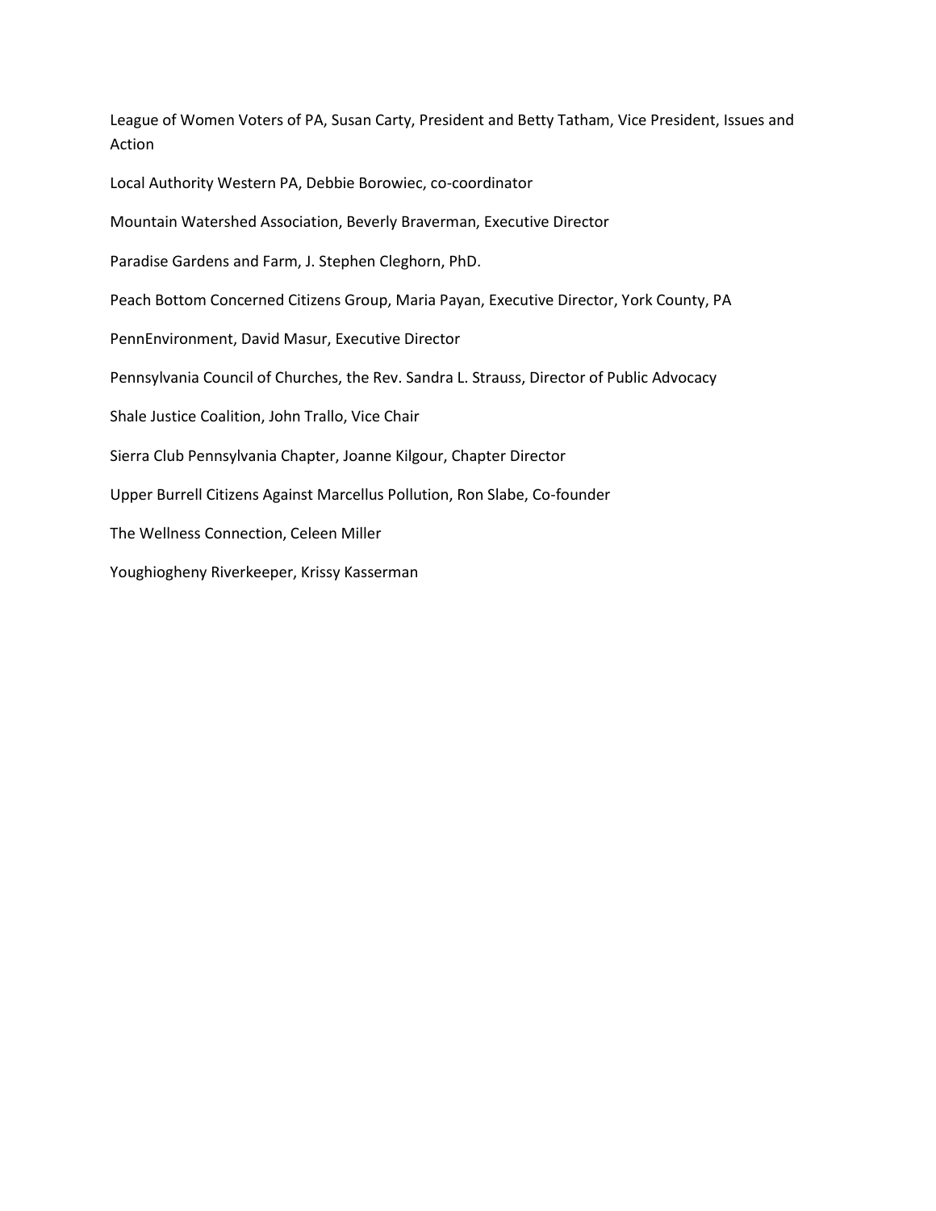League of Women Voters of PA, Susan Carty, President and Betty Tatham, Vice President, Issues and Action

Local Authority Western PA, Debbie Borowiec, co-coordinator

Mountain Watershed Association, Beverly Braverman, Executive Director

Paradise Gardens and Farm, J. Stephen Cleghorn, PhD.

Peach Bottom Concerned Citizens Group, Maria Payan, Executive Director, York County, PA

PennEnvironment, David Masur, Executive Director

Pennsylvania Council of Churches, the Rev. Sandra L. Strauss, Director of Public Advocacy

Shale Justice Coalition, John Trallo, Vice Chair

Sierra Club Pennsylvania Chapter, Joanne Kilgour, Chapter Director

Upper Burrell Citizens Against Marcellus Pollution, Ron Slabe, Co-founder

The Wellness Connection, Celeen Miller

Youghiogheny Riverkeeper, Krissy Kasserman